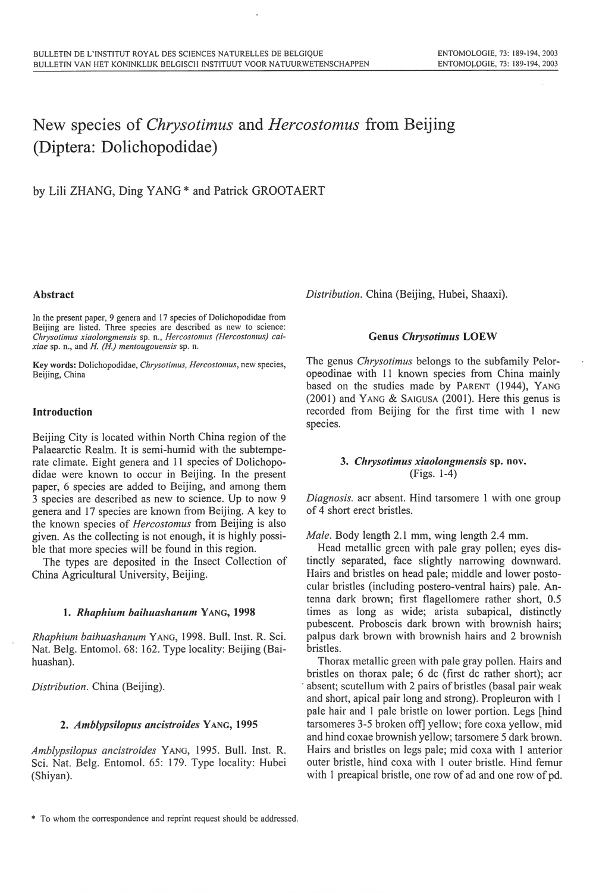# New species of *Chrysotimus* and *Hercostomus* from Beijing (Diptera: Dolichopodidae)

by Lili ZHANG, Ding YANG * and Patrick GROOTAERT

## Abstract

In the present paper, 9 genera and 17 species of Dolichopodidae from Beijing are listed. Three species are described as new to science: *Chrysotimus xiaolongmensis* sp. n., *Hercostomus (Hercostomus) caixiae* sp. n., and *H. (H.) mentougouensis* sp. n.

**Key words:** Dolichopodidae, *Chrysotimus*, *Hercostomus*, new species, Beijing, China

## Introduction

Beijing City is located within North China region of the Palaearctic Realm. It is semi-humid with the subtemperate climate. Eight genera and 11 species of Dolichopodidae were known to occur in Beijing. In the present paper, 6 species are added to Beijing, and among them 3 species are described as new to science. Up to now 9 genera and 17 species are known from Beijing. A key to the known species of *Hercostomus* from Beijing is also given. As the collecting is not enough, it is highly possible that more species will be found in this region.

The types are deposited in the Insect Collection of China Agricultural University, Beijing.

### 1. *Rhaphium baihuashanum* YANG, 1998

*Rhaphium baihuashanum* YANG, 1998. Bull. Inst. R. Sci. Nat. Belg. Entomol. 68: 162. Type locality: Beijing (Baihuashan).

*Distribution.* China (Beijing).

### 2. *Amblypsilopus ancistroides* YANG, 1995

*Amblypsilopus ancistroides* YANG, 1995. Bull. Inst. R. Sci. Nat. Belg. Entomol. 65: 179. Type locality: Hubei (Shiyan).

*Distribution.* China (Beijing, Hubei, Shaaxi).

## Genus *Chrysotimus* LOEW

The genus *Chrysotimus* belongs to the subfamily Peloropeodinae with 11 known species from China mainly based on the studies made by PARENT (1944), YANG (2001) and YANG & SAIGUSA (2001). Here this genus is recorded from Beijing for the first time with 1 new species.

### 3. *Chrysotimus xiaolongmensis* sp. nov.
(Figs. 1-4)

*Diagnosis.* acr absent. Hind tarsomere 1 with one group of 4 short erect bristles.

*Male.* Body length 2.1 mm, wing length 2.4 mm.

Head metallic green with pale gray pollen; eyes distinctly separated, face slightly narrowing downward. Hairs and bristles on head pale; middle and lower postocular bristles (including postero-ventral hairs) pale. Antenna dark brown; first flagellomere rather short, 0.5 times as long as wide; arista subapical, distinctly pubescent. Proboscis dark brown with brownish hairs; palpus dark brown with brownish hairs and 2 brownish bristles.

Thorax metallic green with pale gray pollen. Hairs and bristles on thorax pale; 6 dc (first dc rather short); acr absent; scutellum with 2 pairs of bristles (basal pair weak and short, apical pair long and strong). Propleuron with 1 pale hair and 1 pale bristle on lower portion. Legs [hind tarsomeres 3-5 broken off] yellow; fore coxa yellow, mid and hind coxae brownish yellow; tarsomere 5 dark brown. Hairs and bristles on legs pale; mid coxa with 1 anterior outer bristle, hind coxa with 1 outer bristle. Hind femur with 1 preapical bristle, one row of ad and one row of pd.

* To whom the correspondence and reprint request should be addressed.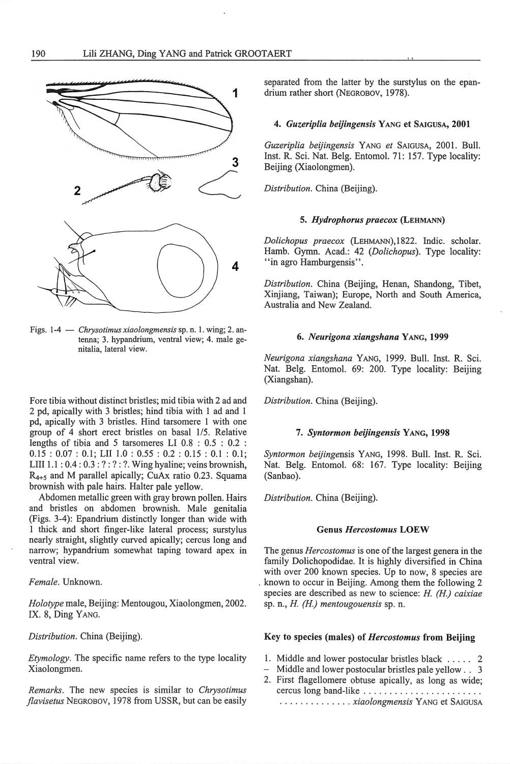Figs. 1-4 — *Chrysotimus xiaolongmensis* sp. n. 1. wing; 2. antenna; 3. hypandrium, ventral view; 4. male genitalia, lateral view.

Fore tibia without distinct bristles; mid tibia with 2 ad and 2 pd, apically with 3 bristles; hind tibia with 1 ad and 1 pd, apically with 3 bristles. Hind tarsomere 1 with one group of 4 short erect bristles on basal 1/5. Relative lengths of tibia and 5 tarsomeres LI 0.8 : 0.5 : 0.2 : 0.15 : 0.07 : 0.1; LII 1.0 : 0.55 : 0.2 : 0.15 : 0.1 : 0.1; LIII 1.1 : 0.4 : 0.3 : ? : ? : ?. Wing hyaline; veins brownish, $R_{4+5}$ and M parallel apically; CuAx ratio 0.23. Squama brownish with pale hairs. Halter pale yellow.

Abdomen metallic green with gray brown pollen. Hairs and bristles on abdomen brownish. Male genitalia (Figs. 3-4): Epandrium distinctly longer than wide with 1 thick and short finger-like lateral process; surstylus nearly straight, slightly curved apically; cercus long and narrow; hypandrium somewhat taping toward apex in ventral view.

*Female*. Unknown.

*Holotype* male, Beijing: Mentougou, Xiaolongmen, 2002. IX. 8, Ding YANG.

*Distribution*. China (Beijing).

*Etymology*. The specific name refers to the type locality Xiaolongmen.

*Remarks*. The new species is similar to *Chrysotimus flavisetus* NEGROBOV, 1978 from USSR, but can be easily separated from the latter by the surstylus on the epandrium rather short (NEGROBOV, 1978).

#### 4. *Guzeriplia beijingensis* YANG et SAIGUSA, 2001

*Guzeriplia beijingensis* YANG *et* SAIGUSA, 2001. Bull. Inst. R. Sci. Nat. Belg. Entomol. 71: 157. Type locality: Beijing (Xiaolongmen).

*Distribution*. China (Beijing).

#### 5. *Hydrophorus praecox* (LEHMANN)

*Dolichopus praecox* (LEHMANN),1822. Indic. scholar. Hamb. Gymn. Acad.: 42 (*Dolichopus*). Type locality: "in agro Hamburgensis".

*Distribution*. China (Beijing, Henan, Shandong, Tibet, Xinjiang, Taiwan); Europe, North and South America, Australia and New Zealand.

#### 6. *Neurigona xiangshana* YANG, 1999

*Neurigona xiangshana* YANG, 1999. Bull. Inst. R. Sci. Nat. Belg. Entomol. 69: 200. Type locality: Beijing (Xiangshan).

*Distribution*. China (Beijing).

#### 7. *Syntormon beijingensis* YANG, 1998

*Syntormon beijingensis* YANG, 1998. Bull. Inst. R. Sci. Nat. Belg. Entomol. 68: 167. Type locality: Beijing (Sanbao).

*Distribution*. China (Beijing).

### Genus *Hercostomus* LOEW

The genus *Hercostomus* is one of the largest genera in the family Dolichopodidae. It is highly diversified in China with over 200 known species. Up to now, 8 species are known to occur in Beijing. Among them the following 2 species are described as new to science: *H. (H.) caixiae* sp. n., *H. (H.) mentougouensis* sp. n.

### Key to species (males) of *Hercostomus* from Beijing

1. Middle and lower postocular bristles black ..... 2
– Middle and lower postocular bristles pale yellow . . 3
2. First flagellomere obtuse apically, as long as wide; cercus long band-like ....................... .............. *xiaolongmensis* YANG et SAIGUSA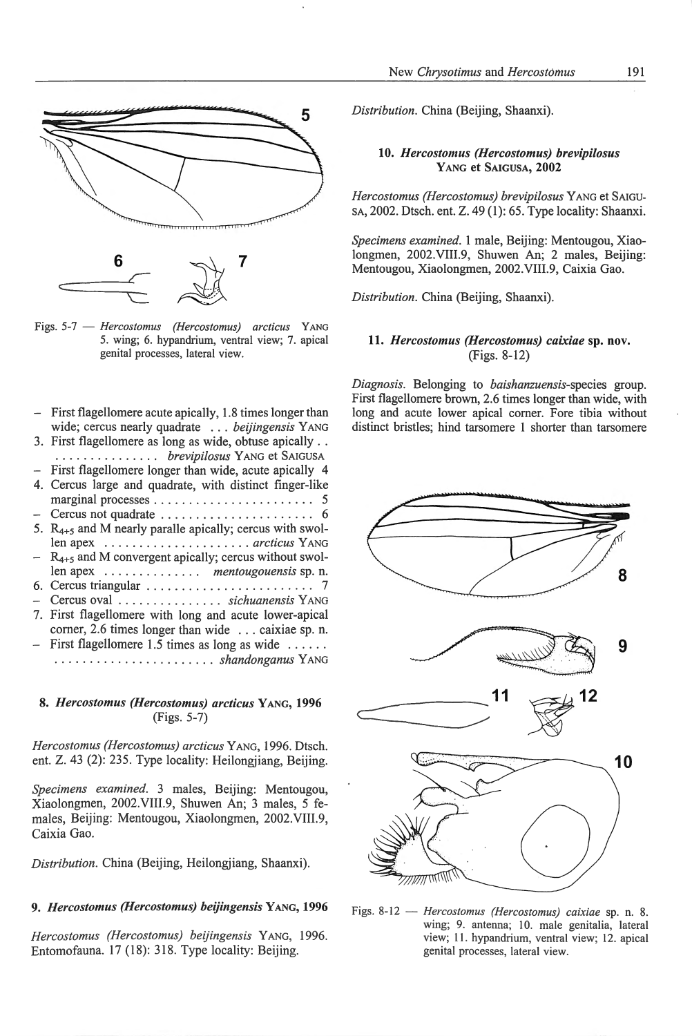Figs. 5-7 — *Hercostomus (Hercostomus) arcticus* YANG 5. wing; 6. hypandrium, ventral view; 7. apical genital processes, lateral view.

- First flagellomere acute apically, 1.8 times longer than wide; cercus nearly quadrate ... *beijingensis* YANG
3. First flagellomere as long as wide, obtuse apically . . ............... *brevipilosus* YANG et SAIGUSA
- First flagellomere longer than wide, acute apically 4
4. Cercus large and quadrate, with distinct finger-like marginal processes ....................... 5
- Cercus not quadrate ...................... 6
5. $R_{4+5}$ and M nearly paralle apically; cercus with swollen apex ..................... *arcticus* YANG
- $R_{4+5}$ and M convergent apically; cercus without swollen apex ............. *mentougouensis* sp. n.
6. Cercus triangular ........................ 7
- Cercus oval ............... *sichuanensis* YANG
7. First flagellomere with long and acute lower-apical corner, 2.6 times longer than wide ... caixiae sp. n.
- First flagellomere 1.5 times as long as wide ...... ....................... *shandonganus* YANG

### 8. *Hercostomus (Hercostomus) arcticus* YANG, 1996 (Figs. 5-7)

*Hercostomus (Hercostomus) arcticus* YANG, 1996. Dtsch. ent. Z. 43 (2): 235. Type locality: Heilongjiang, Beijing.

*Specimens examined.* 3 males, Beijing: Mentougou, Xiaolongmen, 2002.VIII.9, Shuwen An; 3 males, 5 females, Beijing: Mentougou, Xiaolongmen, 2002.VIII.9, Caixia Gao.

*Distribution.* China (Beijing, Heilongjiang, Shaanxi).

### 9. *Hercostomus (Hercostomus) beijingensis* YANG, 1996

*Hercostomus (Hercostomus) beijingensis* YANG, 1996. Entomofauna. 17 (18): 318. Type locality: Beijing.

*Distribution.* China (Beijing, Shaanxi).

### 10. *Hercostomus (Hercostomus) brevipilosus* YANG et SAIGUSA, 2002

*Hercostomus (Hercostomus) brevipilosus* YANG et SAIGUSA, 2002. Dtsch. ent. Z. 49 (1): 65. Type locality: Shaanxi.

*Specimens examined.* 1 male, Beijing: Mentougou, Xiaolongmen, 2002.VIII.9, Shuwen An; 2 males, Beijing: Mentougou, Xiaolongmen, 2002.VIII.9, Caixia Gao.

*Distribution.* China (Beijing, Shaanxi).

### 11. *Hercostomus (Hercostomus) caixiae* sp. nov. (Figs. 8-12)

*Diagnosis.* Belonging to *baishanzuensis*-species group. First flagellomere brown, 2.6 times longer than wide, with long and acute lower apical corner. Fore tibia without distinct bristles; hind tarsomere 1 shorter than tarsomere

Figs. 8-12 — *Hercostomus (Hercostomus) caixiae* sp. n. 8. wing; 9. antenna; 10. male genitalia, lateral view; 11. hypandrium, ventral view; 12. apical genital processes, lateral view.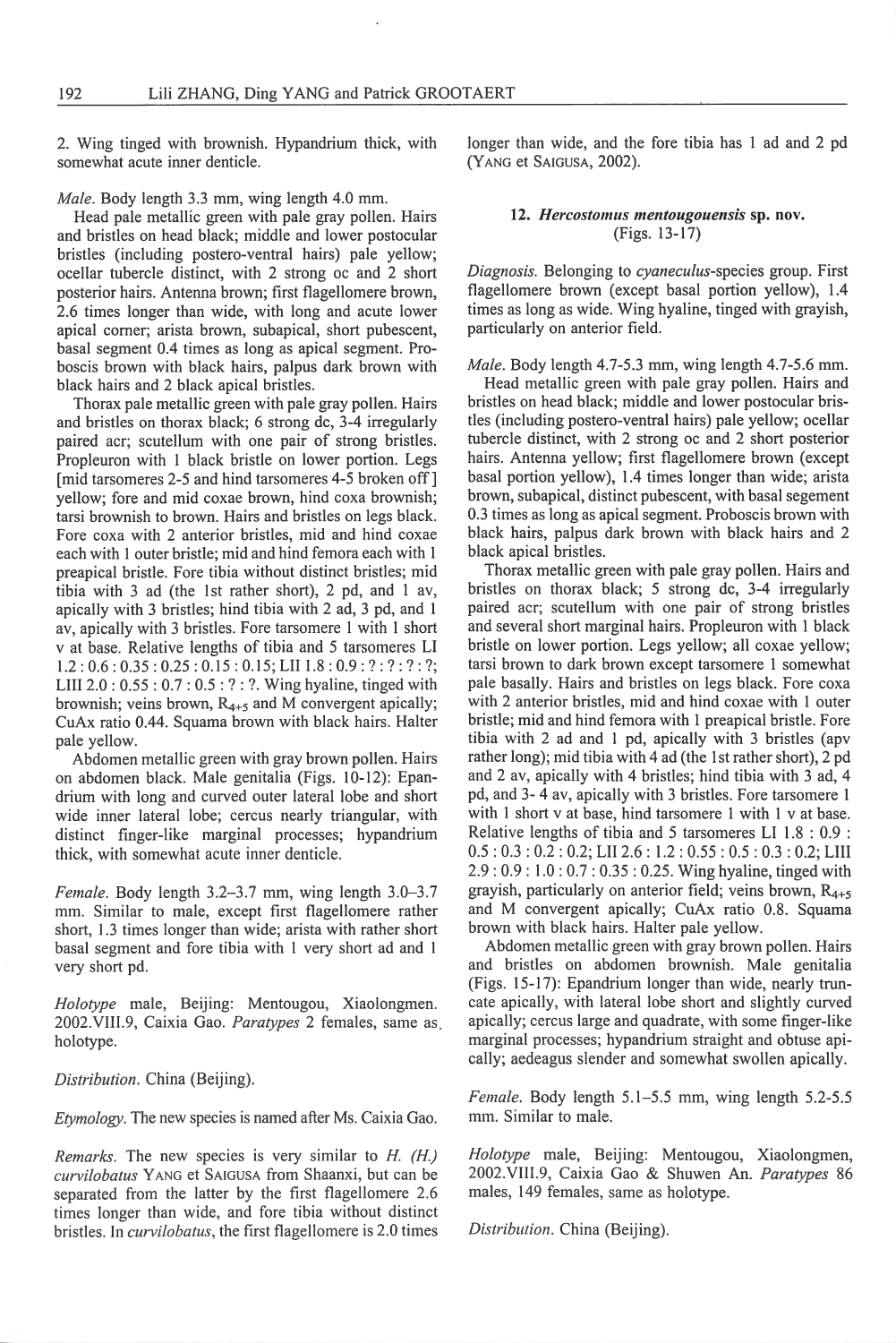2. Wing tinged with brownish. Hypandrium thick, with somewhat acute inner denticle.

*Male*. Body length 3.3 mm, wing length 4.0 mm.

Head pale metallic green with pale gray pollen. Hairs and bristles on head black; middle and lower postocular bristles (including postero-ventral hairs) pale yellow; ocellar tubercle distinct, with 2 strong oc and 2 short posterior hairs. Antenna brown; first flagellomere brown, 2.6 times longer than wide, with long and acute lower apical corner; arista brown, subapical, short pubescent, basal segment 0.4 times as long as apical segment. Proboscis brown with black hairs, palpus dark brown with black hairs and 2 black apical bristles.

Thorax pale metallic green with pale gray pollen. Hairs and bristles on thorax black; 6 strong dc, 3-4 irregularly paired acr; scutellum with one pair of strong bristles. Propleuron with 1 black bristle on lower portion. Legs [mid tarsomeres 2-5 and hind tarsomeres 4-5 broken off] yellow; fore and mid coxae brown, hind coxa brownish; tarsi brownish to brown. Hairs and bristles on legs black. Fore coxa with 2 anterior bristles, mid and hind coxae each with 1 outer bristle; mid and hind femora each with 1 preapical bristle. Fore tibia without distinct bristles; mid tibia with 3 ad (the 1st rather short), 2 pd, and 1 av, apically with 3 bristles; hind tibia with 2 ad, 3 pd, and 1 av, apically with 3 bristles. Fore tarsomere 1 with 1 short v at base. Relative lengths of tibia and 5 tarsomeres LI 1.2 : 0.6 : 0.35 : 0.25 : 0.15 : 0.15; LII 1.8 : 0.9 : ? : ? : ? : ?; LIII 2.0 : 0.55 : 0.7 : 0.5 : ? : ?. Wing hyaline, tinged with brownish; veins brown, $R_{4+5}$ and M convergent apically; CuAx ratio 0.44. Squama brown with black hairs. Halter pale yellow.

Abdomen metallic green with gray brown pollen. Hairs on abdomen black. Male genitalia (Figs. 10-12): Epandrium with long and curved outer lateral lobe and short wide inner lateral lobe; cercus nearly triangular, with distinct finger-like marginal processes; hypandrium thick, with somewhat acute inner denticle.

*Female*. Body length 3.2–3.7 mm, wing length 3.0–3.7 mm. Similar to male, except first flagellomere rather short, 1.3 times longer than wide; arista with rather short basal segment and fore tibia with 1 very short ad and 1 very short pd.

*Holotype* male, Beijing: Mentougou, Xiaolongmen. 2002.VIII.9, Caixia Gao. *Paratypes* 2 females, same as holotype.

*Distribution*. China (Beijing).

*Etymology*. The new species is named after Ms. Caixia Gao.

*Remarks*. The new species is very similar to *H. (H.) curvilobatus* YANG et SAIGUSA from Shaanxi, but can be separated from the latter by the first flagellomere 2.6 times longer than wide, and fore tibia without distinct bristles. In *curvilobatus*, the first flagellomere is 2.0 times longer than wide, and the fore tibia has 1 ad and 2 pd (YANG et SAIGUSA, 2002).

### 12. *Hercostomus mentougouensis* sp. nov. (Figs. 13-17)

*Diagnosis*. Belonging to *cyaneculus*-species group. First flagellomere brown (except basal portion yellow), 1.4 times as long as wide. Wing hyaline, tinged with grayish, particularly on anterior field.

*Male*. Body length 4.7-5.3 mm, wing length 4.7-5.6 mm.

Head metallic green with pale gray pollen. Hairs and bristles on head black; middle and lower postocular bristles (including postero-ventral hairs) pale yellow; ocellar tubercle distinct, with 2 strong oc and 2 short posterior hairs. Antenna yellow; first flagellomere brown (except basal portion yellow), 1.4 times longer than wide; arista brown, subapical, distinct pubescent, with basal segement 0.3 times as long as apical segment. Proboscis brown with black hairs, palpus dark brown with black hairs and 2 black apical bristles.

Thorax metallic green with pale gray pollen. Hairs and bristles on thorax black; 5 strong dc, 3-4 irregularly paired acr; scutellum with one pair of strong bristles and several short marginal hairs. Propleuron with 1 black bristle on lower portion. Legs yellow; all coxae yellow; tarsi brown to dark brown except tarsomere 1 somewhat pale basally. Hairs and bristles on legs black. Fore coxa with 2 anterior bristles, mid and hind coxae with 1 outer bristle; mid and hind femora with 1 preapical bristle. Fore tibia with 2 ad and 1 pd, apically with 3 bristles (apv rather long); mid tibia with 4 ad (the 1st rather short), 2 pd and 2 av, apically with 4 bristles; hind tibia with 3 ad, 4 pd, and 3- 4 av, apically with 3 bristles. Fore tarsomere 1 with 1 short v at base, hind tarsomere 1 with 1 v at base. Relative lengths of tibia and 5 tarsomeres LI 1.8 : 0.9 : 0.5 : 0.3 : 0.2 : 0.2; LII 2.6 : 1.2 : 0.55 : 0.5 : 0.3 : 0.2; LIII 2.9 : 0.9 : 1.0 : 0.7 : 0.35 : 0.25. Wing hyaline, tinged with grayish, particularly on anterior field; veins brown, $R_{4+5}$ and M convergent apically; CuAx ratio 0.8. Squama brown with black hairs. Halter pale yellow.

Abdomen metallic green with gray brown pollen. Hairs and bristles on abdomen brownish. Male genitalia (Figs. 15-17): Epandrium longer than wide, nearly truncate apically, with lateral lobe short and slightly curved apically; cercus large and quadrate, with some finger-like marginal processes; hypandrium straight and obtuse apically; aedeagus slender and somewhat swollen apically.

*Female*. Body length 5.1–5.5 mm, wing length 5.2-5.5 mm. Similar to male.

*Holotype* male, Beijing: Mentougou, Xiaolongmen, 2002.VIII.9, Caixia Gao & Shuwen An. *Paratypes* 86 males, 149 females, same as holotype.

*Distribution*. China (Beijing).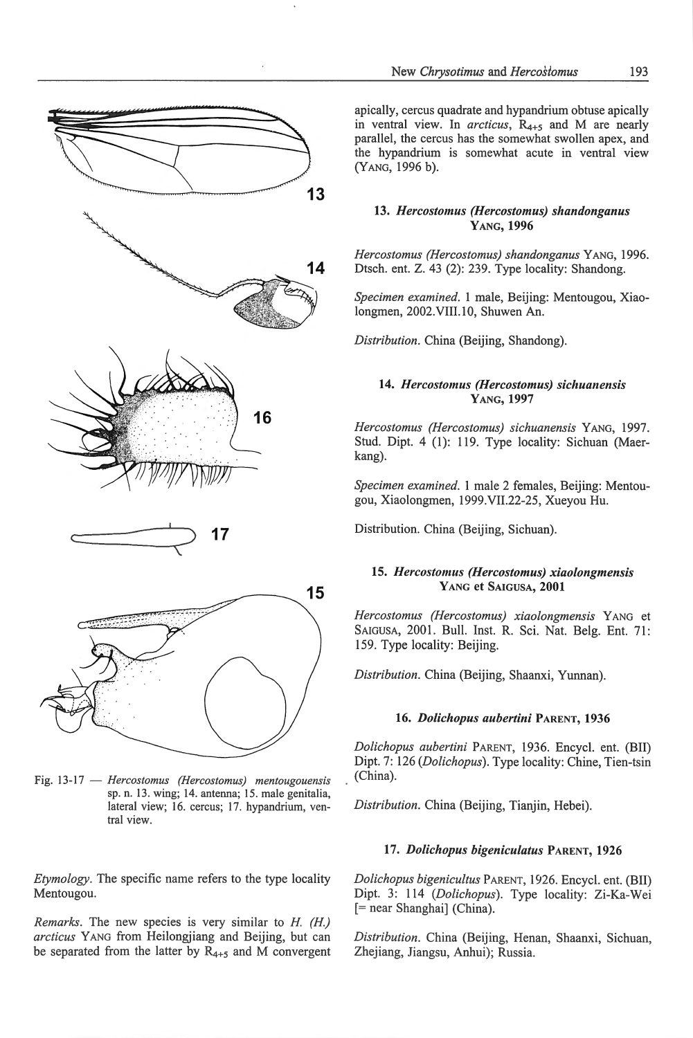Fig. 13-17 — *Hercostomus (Hercostomus) mentougouensis* sp. n. 13. wing; 14. antenna; 15. male genitalia, lateral view; 16. cercus; 17. hypandrium, ventral view.

*Etymology.* The specific name refers to the type locality Mentougou.

*Remarks.* The new species is very similar to *H. (H.) arcticus* YANG from Heilongjiang and Beijing, but can be separated from the latter by $R_{4+5}$ and M convergent apically, cercus quadrate and hypandrium obtuse apically in ventral view. In *arcticus*, $R_{4+5}$ and M are nearly parallel, the cercus has the somewhat swollen apex, and the hypandrium is somewhat acute in ventral view (YANG, 1996 b).

### 13. *Hercostomus (Hercostomus) shandonganus* YANG, 1996

*Hercostomus (Hercostomus) shandonganus* YANG, 1996. Dtsch. ent. Z. 43 (2): 239. Type locality: Shandong.

*Specimen examined.* 1 male, Beijing: Mentougou, Xiaolongmen, 2002.VIII.10, Shuwen An.

*Distribution.* China (Beijing, Shandong).

### 14. *Hercostomus (Hercostomus) sichuanensis* YANG, 1997

*Hercostomus (Hercostomus) sichuanensis* YANG, 1997. Stud. Dipt. 4 (1): 119. Type locality: Sichuan (Maerkang).

*Specimen examined.* 1 male 2 females, Beijing: Mentougou, Xiaolongmen, 1999.VII.22-25, Xueyou Hu.

Distribution. China (Beijing, Sichuan).

### 15. *Hercostomus (Hercostomus) xiaolongmensis* YANG et SAIGUSA, 2001

*Hercostomus (Hercostomus) xiaolongmensis* YANG et SAIGUSA, 2001. Bull. Inst. R. Sci. Nat. Belg. Ent. 71: 159. Type locality: Beijing.

*Distribution.* China (Beijing, Shaanxi, Yunnan).

### 16. *Dolichopus aubertini* PARENT, 1936

*Dolichopus aubertini* PARENT, 1936. Encycl. ent. (BII) Dipt. 7: 126 (*Dolichopus*). Type locality: Chine, Tien-tsin (China).

*Distribution.* China (Beijing, Tianjin, Hebei).

### 17. *Dolichopus bigeniculatus* PARENT, 1926

*Dolichopus bigenicultus* PARENT, 1926. Encycl. ent. (BII) Dipt. 3: 114 (*Dolichopus*). Type locality: Zi-Ka-Wei [= near Shanghai] (China).

*Distribution.* China (Beijing, Henan, Shaanxi, Sichuan, Zhejiang, Jiangsu, Anhui); Russia.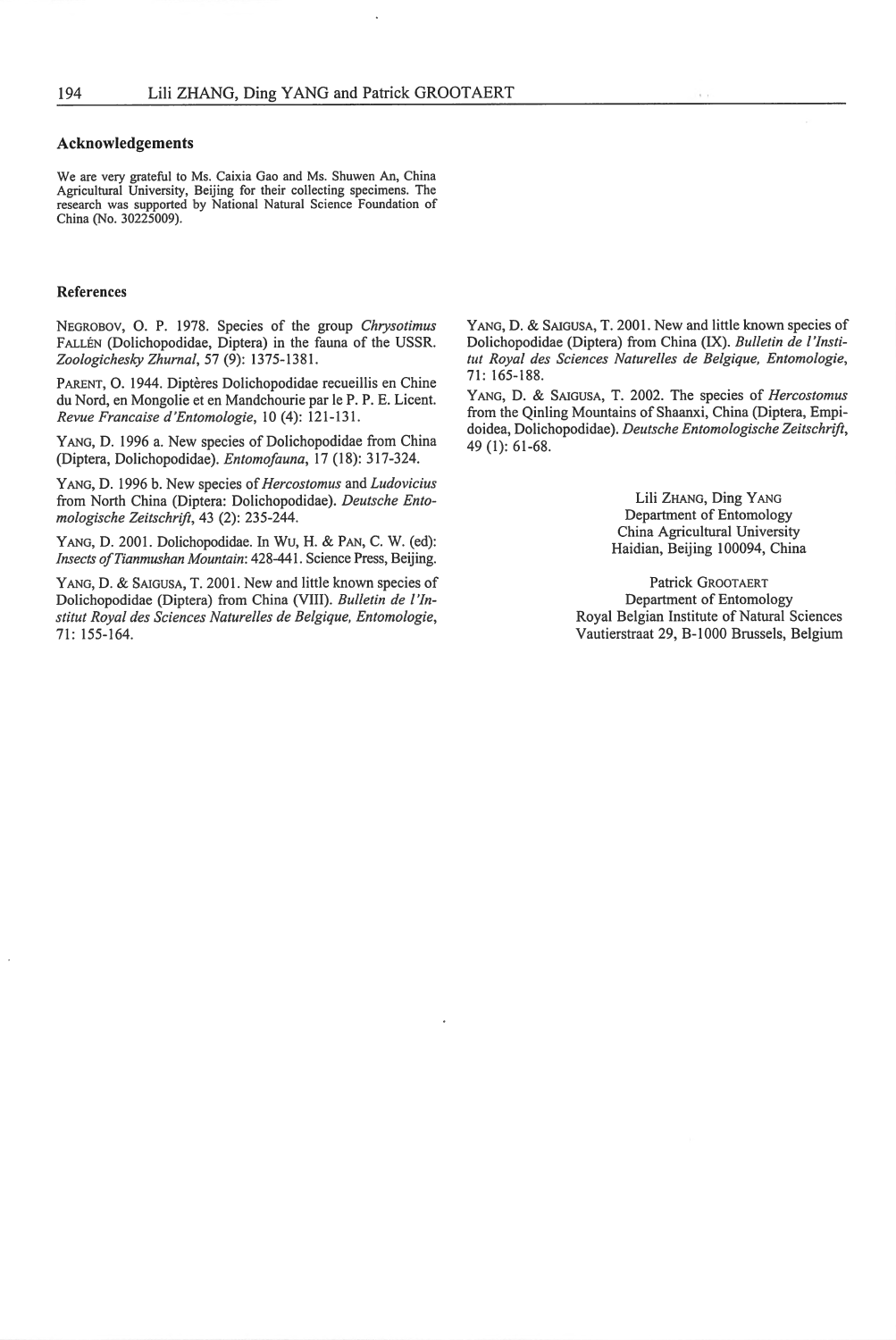## Acknowledgements

We are very grateful to Ms. Caixia Gao and Ms. Shuwen An, China Agricultural University, Beijing for their collecting specimens. The research was supported by National Natural Science Foundation of China (No. 30225009).

## References

NEGROBOV, O. P. 1978. Species of the group *Chrysotimus* FALLÉN (Dolichopodidae, Diptera) in the fauna of the USSR. *Zoologichesky Zhurnal*, 57 (9): 1375-1381.

PARENT, O. 1944. Diptères Dolichopodidae recueillis en Chine du Nord, en Mongolie et en Mandchourie par le P. P. E. Licent. *Revue Francaise d'Entomologie*, 10 (4): 121-131.

YANG, D. 1996 a. New species of Dolichopodidae from China (Diptera, Dolichopodidae). *Entomofauna*, 17 (18): 317-324.

YANG, D. 1996 b. New species of *Hercostomus* and *Ludovicius* from North China (Diptera: Dolichopodidae). *Deutsche Entomologische Zeitschrift*, 43 (2): 235-244.

YANG, D. 2001. Dolichopodidae. In WU, H. & PAN, C. W. (ed): *Insects of Tianmushan Mountain*: 428-441. Science Press, Beijing.

YANG, D. & SAIGUSA, T. 2001. New and little known species of Dolichopodidae (Diptera) from China (VIII). *Bulletin de l'Institut Royal des Sciences Naturelles de Belgique, Entomologie*, 71: 155-164.

YANG, D. & SAIGUSA, T. 2001. New and little known species of Dolichopodidae (Diptera) from China (IX). *Bulletin de l'Institut Royal des Sciences Naturelles de Belgique, Entomologie*, 71: 165-188.

YANG, D. & SAIGUSA, T. 2002. The species of *Hercostomus* from the Qinling Mountains of Shaanxi, China (Diptera, Empidoidea, Dolichopodidae). *Deutsche Entomologische Zeitschrift*, 49 (1): 61-68.

Lili ZHANG, Ding YANG
Department of Entomology
China Agricultural University
Haidian, Beijing 100094, China

Patrick GROOTAERT
Department of Entomology
Royal Belgian Institute of Natural Sciences
Vautierstraat 29, B-1000 Brussels, Belgium